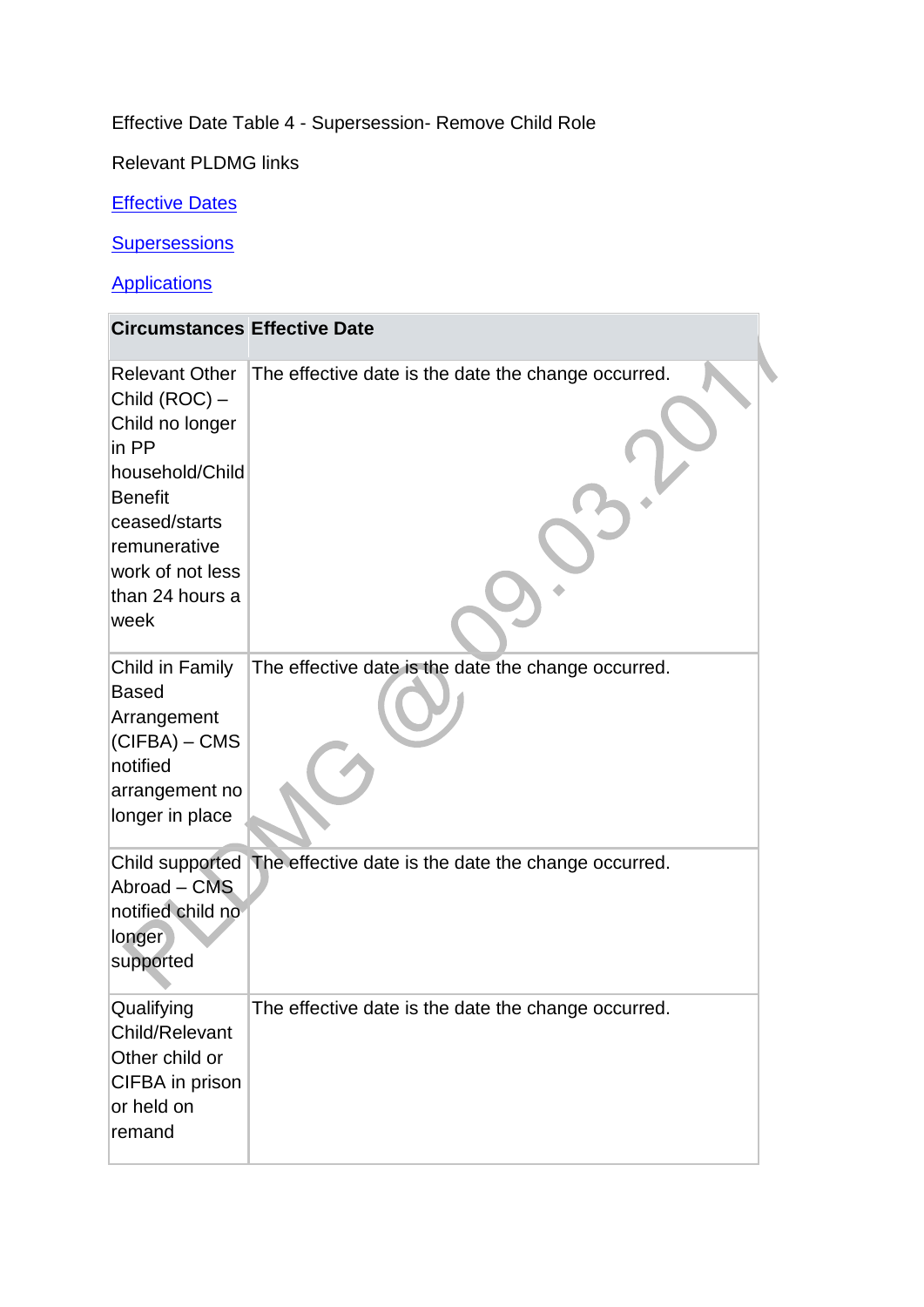Effective Date Table 4 - Supersession- Remove Child Role

Relevant PLDMG links

Effective Dates

Supersessions

Applications

| Circumstances | Effective Date |
| --- | --- |
| Relevant Other Child (ROC) – Child no longer in PP household/Child Benefit ceased/starts remunerative work of not less than 24 hours a week | The effective date is the date the change occurred. |
| Child in Family Based Arrangement (CIFBA) – CMS notified arrangement no longer in place | The effective date is the date the change occurred. |
| Child supported Abroad – CMS notified child no longer supported | The effective date is the date the change occurred. |
| Qualifying Child/Relevant Other child or CIFBA in prison or held on remand | The effective date is the date the change occurred. |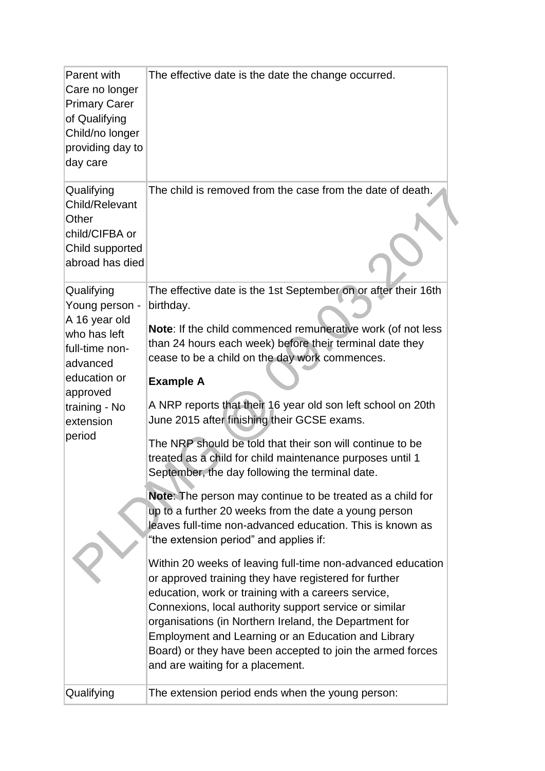| | |
|---|---|
| Parent with Care no longer Primary Carer of Qualifying Child/no longer providing day to day care | The effective date is the date the change occurred. |
| Qualifying Child/Relevant Other child/CIFBA or Child supported abroad has died | The child is removed from the case from the date of death. |
| Qualifying Young person - A 16 year old who has left full-time non-advanced education or approved training - No extension period | The effective date is the 1st September on or after their 16th birthday.<br><br>**Note**: If the child commenced remunerative work (of not less than 24 hours each week) before their terminal date they cease to be a child on the day work commences.<br><br>**Example A**<br><br>A NRP reports that their 16 year old son left school on 20th June 2015 after finishing their GCSE exams.<br><br>The NRP should be told that their son will continue to be treated as a child for child maintenance purposes until 1 September, the day following the terminal date.<br><br>**Note**: The person may continue to be treated as a child for up to a further 20 weeks from the date a young person leaves full-time non-advanced education. This is known as "the extension period" and applies if:<br><br>Within 20 weeks of leaving full-time non-advanced education or approved training they have registered for further education, work or training with a careers service, Connexions, local authority support service or similar organisations (in Northern Ireland, the Department for Employment and Learning or an Education and Library Board) or they have been accepted to join the armed forces and are waiting for a placement. |
| Qualifying | The extension period ends when the young person: |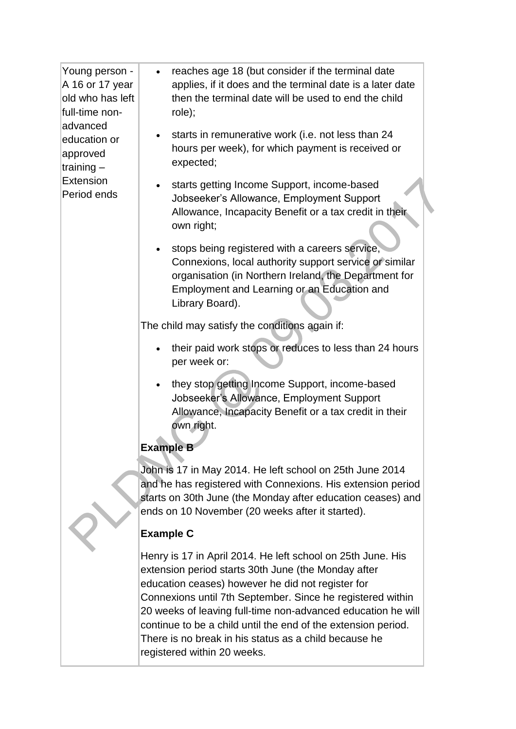| | |
|---|---|
| Young person - A 16 or 17 year old who has left full-time non-advanced education or approved training – Extension Period ends | • reaches age 18 (but consider if the terminal date applies, if it does and the terminal date is a later date then the terminal date will be used to end the child role);<br>• starts in remunerative work (i.e. not less than 24 hours per week), for which payment is received or expected;<br>• starts getting Income Support, income-based Jobseeker's Allowance, Employment Support Allowance, Incapacity Benefit or a tax credit in their own right;<br>• stops being registered with a careers service, Connexions, local authority support service or similar organisation (in Northern Ireland, the Department for Employment and Learning or an Education and Library Board).<br><br>The child may satisfy the conditions again if:<br><br>• their paid work stops or reduces to less than 24 hours per week or:<br>• they stop getting Income Support, income-based Jobseeker's Allowance, Employment Support Allowance, Incapacity Benefit or a tax credit in their own right.<br><br>**Example B**<br><br>John is 17 in May 2014. He left school on 25th June 2014 and he has registered with Connexions. His extension period starts on 30th June (the Monday after education ceases) and ends on 10 November (20 weeks after it started).<br><br>**Example C**<br><br>Henry is 17 in April 2014. He left school on 25th June. His extension period starts 30th June (the Monday after education ceases) however he did not register for Connexions until 7th September. Since he registered within 20 weeks of leaving full-time non-advanced education he will continue to be a child until the end of the extension period. There is no break in his status as a child because he registered within 20 weeks. |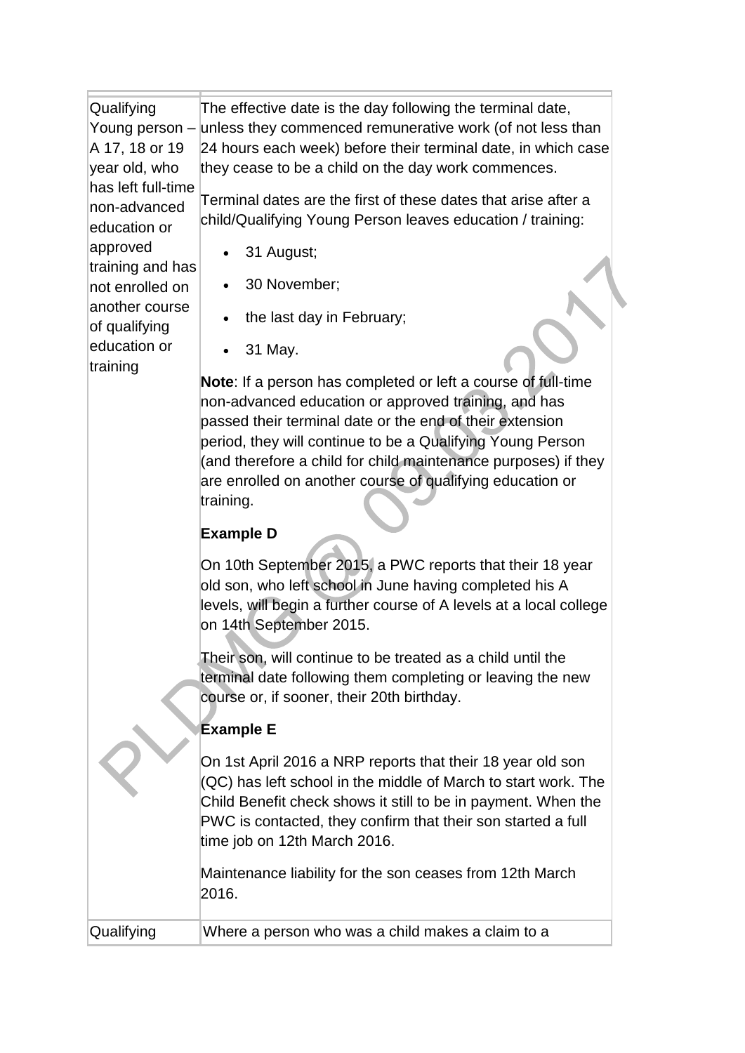| | |
|---|---|
| Qualifying Young person – A 17, 18 or 19 year old, who has left full-time non-advanced education or approved training and has not enrolled on another course of qualifying education or training | The effective date is the day following the terminal date, unless they commenced remunerative work (of not less than 24 hours each week) before their terminal date, in which case they cease to be a child on the day work commences.<br><br>Terminal dates are the first of these dates that arise after a child/Qualifying Young Person leaves education / training:<br><br>• 31 August;<br>• 30 November;<br>• the last day in February;<br>• 31 May.<br><br>**Note**: If a person has completed or left a course of full-time non-advanced education or approved training, and has passed their terminal date or the end of their extension period, they will continue to be a Qualifying Young Person (and therefore a child for child maintenance purposes) if they are enrolled on another course of qualifying education or training.<br><br>**Example D**<br><br>On 10th September 2015, a PWC reports that their 18 year old son, who left school in June having completed his A levels, will begin a further course of A levels at a local college on 14th September 2015.<br><br>Their son, will continue to be treated as a child until the terminal date following them completing or leaving the new course or, if sooner, their 20th birthday.<br><br>**Example E**<br><br>On 1st April 2016 a NRP reports that their 18 year old son (QC) has left school in the middle of March to start work. The Child Benefit check shows it still to be in payment. When the PWC is contacted, they confirm that their son started a full time job on 12th March 2016.<br><br>Maintenance liability for the son ceases from 12th March 2016. |
| Qualifying | Where a person who was a child makes a claim to a |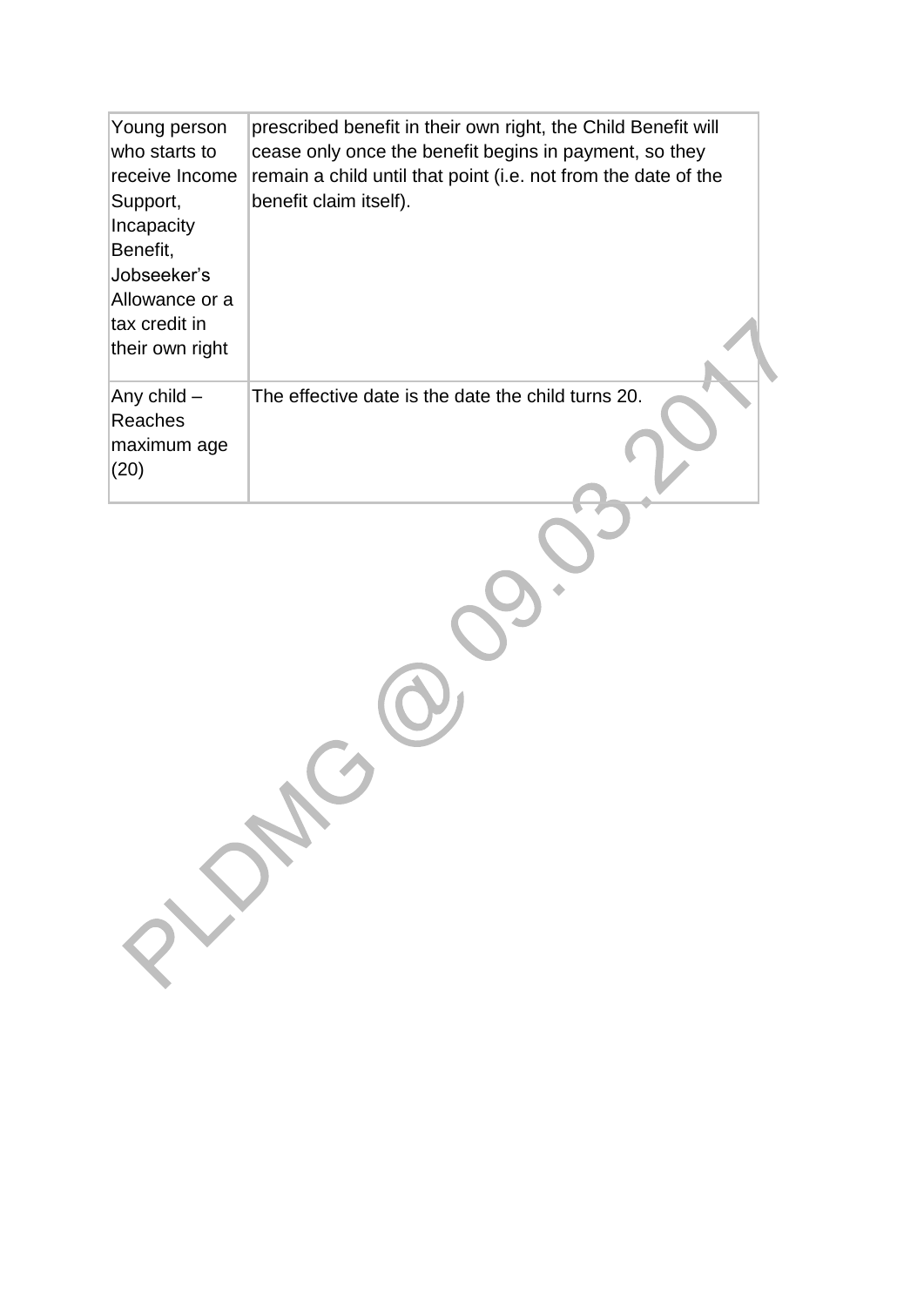| | |
|---|---|
| Young person who starts to receive Income Support, Incapacity Benefit, Jobseeker's Allowance or a tax credit in their own right | prescribed benefit in their own right, the Child Benefit will cease only once the benefit begins in payment, so they remain a child until that point (i.e. not from the date of the benefit claim itself). |
| Any child – Reaches maximum age (20) | The effective date is the date the child turns 20. |